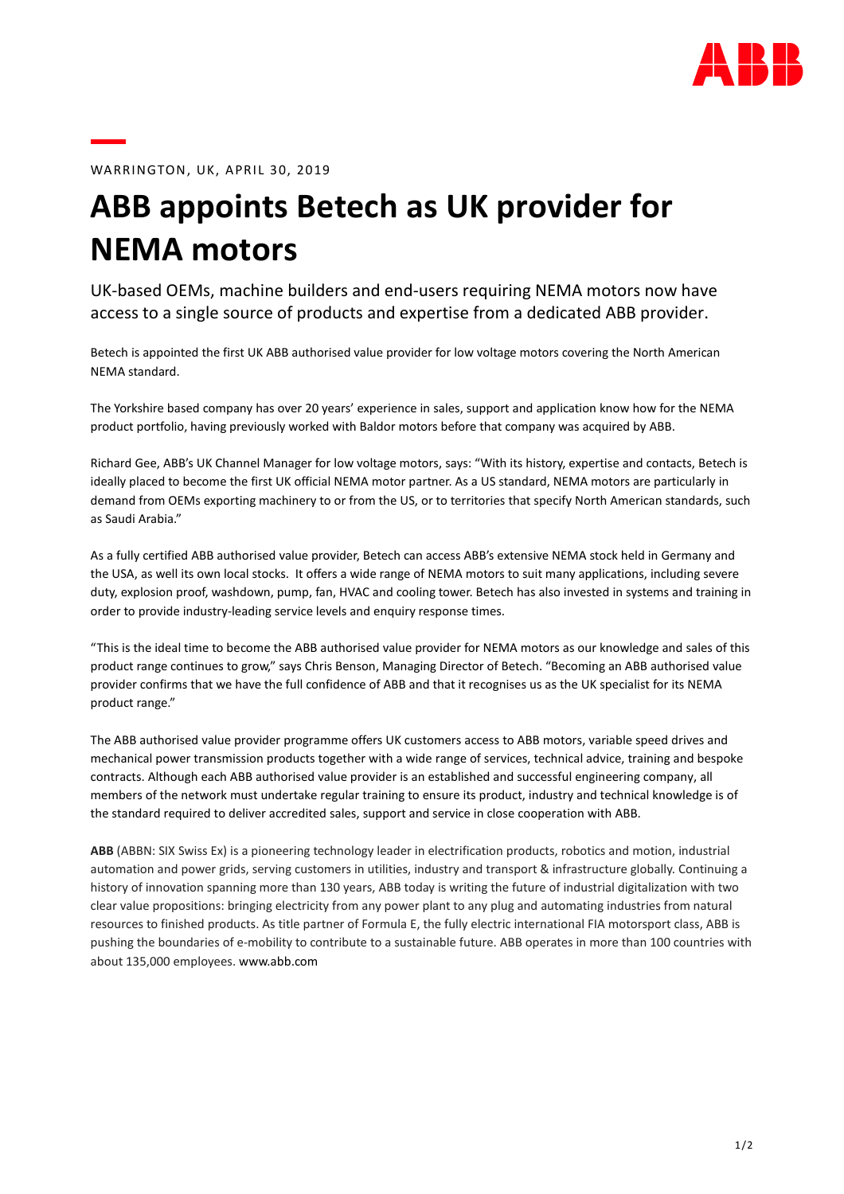WARRINGTON, UK, APRIL 30, 2019

# ABB appoints Betech as UK provider for NEMA motors

UK-based OEMs, machine builders and end-users requiring NEMA motors now have access to a single source of products and expertise from a dedicated ABB provider.

Betech is appointed the first UK ABB authorised value provider for low voltage motors covering the North American NEMA standard.

The Yorkshire based company has over 20 years' experience in sales, support and application know how for the NEMA product portfolio, having previously worked with Baldor motors before that company was acquired by ABB.

Richard Gee, ABB's UK Channel Manager for low voltage motors, says: "With its history, expertise and contacts, Betech is ideally placed to become the first UK official NEMA motor partner. As a US standard, NEMA motors are particularly in demand from OEMs exporting machinery to or from the US, or to territories that specify North American standards, such as Saudi Arabia."

As a fully certified ABB authorised value provider, Betech can access ABB's extensive NEMA stock held in Germany and the USA, as well its own local stocks. It offers a wide range of NEMA motors to suit many applications, including severe duty, explosion proof, washdown, pump, fan, HVAC and cooling tower. Betech has also invested in systems and training in order to provide industry-leading service levels and enquiry response times.

"This is the ideal time to become the ABB authorised value provider for NEMA motors as our knowledge and sales of this product range continues to grow," says Chris Benson, Managing Director of Betech. "Becoming an ABB authorised value provider confirms that we have the full confidence of ABB and that it recognises us as the UK specialist for its NEMA product range."

The ABB authorised value provider programme offers UK customers access to ABB motors, variable speed drives and mechanical power transmission products together with a wide range of services, technical advice, training and bespoke contracts. Although each ABB authorised value provider is an established and successful engineering company, all members of the network must undertake regular training to ensure its product, industry and technical knowledge is of the standard required to deliver accredited sales, support and service in close cooperation with ABB.

**ABB** (ABBN: SIX Swiss Ex) is a pioneering technology leader in electrification products, robotics and motion, industrial automation and power grids, serving customers in utilities, industry and transport & infrastructure globally. Continuing a history of innovation spanning more than 130 years, ABB today is writing the future of industrial digitalization with two clear value propositions: bringing electricity from any power plant to any plug and automating industries from natural resources to finished products. As title partner of Formula E, the fully electric international FIA motorsport class, ABB is pushing the boundaries of e-mobility to contribute to a sustainable future. ABB operates in more than 100 countries with about 135,000 employees. www.abb.com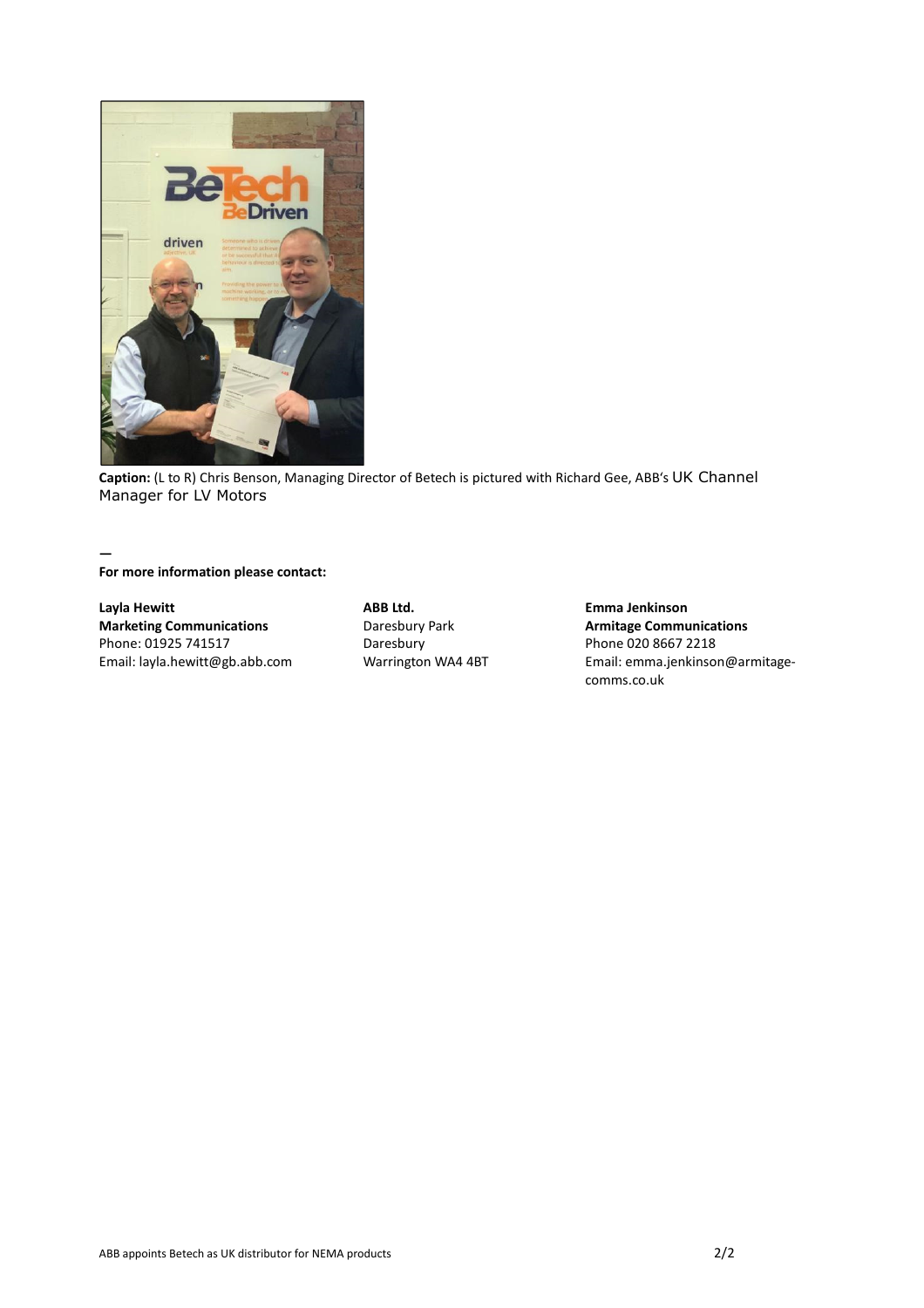**Caption:** (L to R) Chris Benson, Managing Director of Betech is pictured with Richard Gee, ABB's UK Channel Manager for LV Motors

—

**For more information please contact:**

**Layla Hewitt**
**Marketing Communications**
Phone: 01925 741517
Email: layla.hewitt@gb.abb.com

**ABB Ltd.**
Daresbury Park
Daresbury
Warrington WA4 4BT

**Emma Jenkinson**
**Armitage Communications**
Phone 020 8667 2218
Email: emma.jenkinson@armitage-comms.co.uk